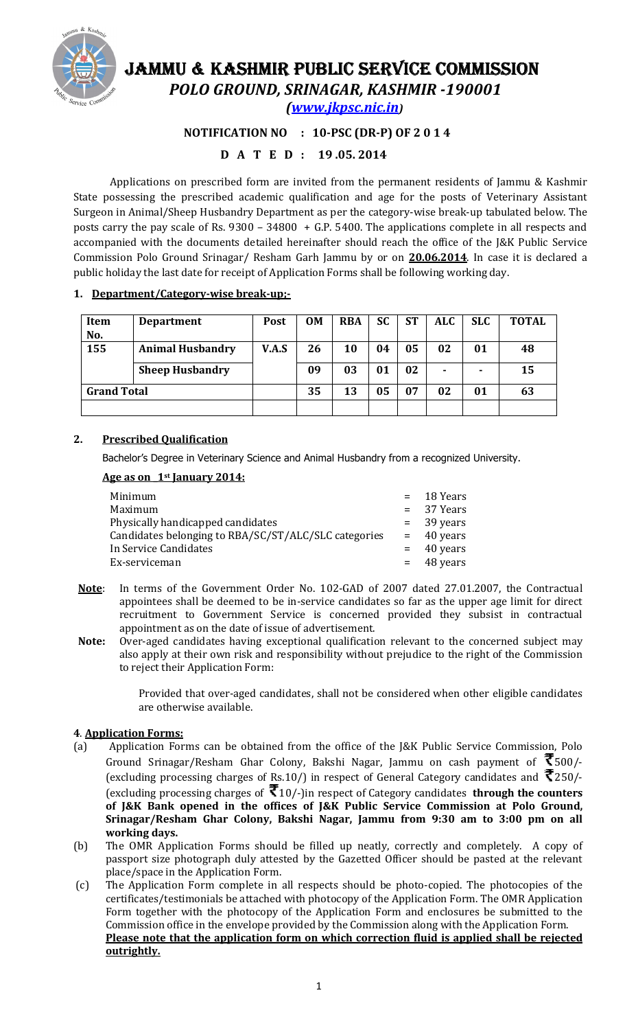# JAMMU & KASHMIR PUBLIC SERVICE COMMISSION

## *POLO GROUND, SRINAGAR, KASHMIR -190001*

*([www.jkpsc.nic.in](www.jkpsc.nic.in))*

**NOTIFICATION NO : 10-PSC (DR-P) OF 2 0 1 4**

**D A T E D : 19 .05. 2014**

Applications on prescribed form are invited from the permanent residents of Jammu & Kashmir State possessing the prescribed academic qualification and age for the posts of Veterinary Assistant Surgeon in Animal/Sheep Husbandry Department as per the category-wise break-up tabulated below. The posts carry the pay scale of Rs. 9300 – 34800 + G.P. 5400. The applications complete in all respects and accompanied with the documents detailed hereinafter should reach the office of the J&K Public Service Commission Polo Ground Srinagar/ Resham Garh Jammu by or on **20.06.2014**. In case it is declared a public holiday the last date for receipt of Application Forms shall be following working day.

### 1. Department/Category-wise break-up;-

| Item No. | Department | Post | OM | RBA | SC | ST | ALC | SLC | TOTAL |
|---|---|---|---|---|---|---|---|---|---|
| 155 | Animal Husbandry | V.A.S | 26 | 10 | 04 | 05 | 02 | 01 | 48 |
| | Sheep Husbandry | | 09 | 03 | 01 | 02 | - | - | 15 |
| Grand Total | | | 35 | 13 | 05 | 07 | 02 | 01 | 63 |

### 2. Prescribed Qualification

Bachelor's Degree in Veterinary Science and Animal Husbandry from a recognized University.

**Age as on 1st January 2014:**

| | | |
|---|---|---|
| Minimum | = | 18 Years |
| Maximum | = | 37 Years |
| Physically handicapped candidates | = | 39 years |
| Candidates belonging to RBA/SC/ST/ALC/SLC categories | = | 40 years |
| In Service Candidates | = | 40 years |
| Ex-serviceman | = | 48 years |

**Note**: In terms of the Government Order No. 102-GAD of 2007 dated 27.01.2007, the Contractual appointees shall be deemed to be in-service candidates so far as the upper age limit for direct recruitment to Government Service is concerned provided they subsist in contractual appointment as on the date of issue of advertisement.

**Note:** Over-aged candidates having exceptional qualification relevant to the concerned subject may also apply at their own risk and responsibility without prejudice to the right of the Commission to reject their Application Form:

Provided that over-aged candidates, shall not be considered when other eligible candidates are otherwise available.

### 4. Application Forms:

(a) Application Forms can be obtained from the office of the J&K Public Service Commission, Polo Ground Srinagar/Resham Ghar Colony, Bakshi Nagar, Jammu on cash payment of ₹500/- (excluding processing charges of Rs.10/) in respect of General Category candidates and ₹250/- (excluding processing charges of ₹10/-)in respect of Category candidates **through the counters of J&K Bank opened in the offices of J&K Public Service Commission at Polo Ground, Srinagar/Resham Ghar Colony, Bakshi Nagar, Jammu from 9:30 am to 3:00 pm on all working days.**

(b) The OMR Application Forms should be filled up neatly, correctly and completely. A copy of passport size photograph duly attested by the Gazetted Officer should be pasted at the relevant place/space in the Application Form.

(c) The Application Form complete in all respects should be photo-copied. The photocopies of the certificates/testimonials be attached with photocopy of the Application Form. The OMR Application Form together with the photocopy of the Application Form and enclosures be submitted to the Commission office in the envelope provided by the Commission along with the Application Form. **Please note that the application form on which correction fluid is applied shall be rejected outrightly.**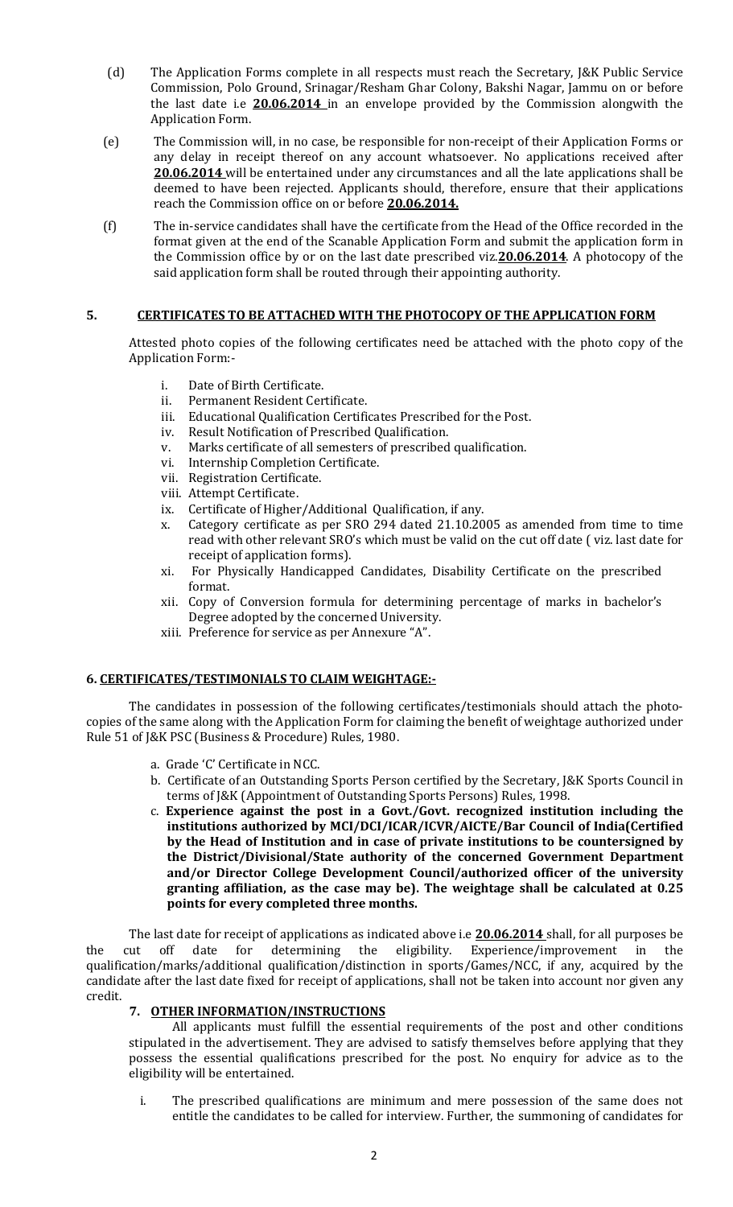(d) The Application Forms complete in all respects must reach the Secretary, J&K Public Service Commission, Polo Ground, Srinagar/Resham Ghar Colony, Bakshi Nagar, Jammu on or before the last date i.e **20.06.2014** in an envelope provided by the Commission alongwith the Application Form.

(e) The Commission will, in no case, be responsible for non-receipt of their Application Forms or any delay in receipt thereof on any account whatsoever. No applications received after **20.06.2014** will be entertained under any circumstances and all the late applications shall be deemed to have been rejected. Applicants should, therefore, ensure that their applications reach the Commission office on or before **20.06.2014.**

(f) The in-service candidates shall have the certificate from the Head of the Office recorded in the format given at the end of the Scanable Application Form and submit the application form in the Commission office by or on the last date prescribed viz.**20.06.2014**. A photocopy of the said application form shall be routed through their appointing authority.

## 5. CERTIFICATES TO BE ATTACHED WITH THE PHOTOCOPY OF THE APPLICATION FORM

Attested photo copies of the following certificates need be attached with the photo copy of the Application Form:-

i. Date of Birth Certificate.
ii. Permanent Resident Certificate.
iii. Educational Qualification Certificates Prescribed for the Post.
iv. Result Notification of Prescribed Qualification.
v. Marks certificate of all semesters of prescribed qualification.
vi. Internship Completion Certificate.
vii. Registration Certificate.
viii. Attempt Certificate.
ix. Certificate of Higher/Additional Qualification, if any.
x. Category certificate as per SRO 294 dated 21.10.2005 as amended from time to time read with other relevant SRO's which must be valid on the cut off date ( viz. last date for receipt of application forms).
xi. For Physically Handicapped Candidates, Disability Certificate on the prescribed format.
xii. Copy of Conversion formula for determining percentage of marks in bachelor's Degree adopted by the concerned University.
xiii. Preference for service as per Annexure "A".

## 6. CERTIFICATES/TESTIMONIALS TO CLAIM WEIGHTAGE:-

The candidates in possession of the following certificates/testimonials should attach the photo-copies of the same along with the Application Form for claiming the benefit of weightage authorized under Rule 51 of J&K PSC (Business & Procedure) Rules, 1980.

a. Grade 'C' Certificate in NCC.
b. Certificate of an Outstanding Sports Person certified by the Secretary, J&K Sports Council in terms of J&K (Appointment of Outstanding Sports Persons) Rules, 1998.
c. **Experience against the post in a Govt./Govt. recognized institution including the institutions authorized by MCI/DCI/ICAR/ICVR/AICTE/Bar Council of India(Certified by the Head of Institution and in case of private institutions to be countersigned by the District/Divisional/State authority of the concerned Government Department and/or Director College Development Council/authorized officer of the university granting affiliation, as the case may be). The weightage shall be calculated at 0.25 points for every completed three months.**

The last date for receipt of applications as indicated above i.e **20.06.2014** shall, for all purposes be the cut off date for determining the eligibility. Experience/improvement in the qualification/marks/additional qualification/distinction in sports/Games/NCC, if any, acquired by the candidate after the last date fixed for receipt of applications, shall not be taken into account nor given any credit.

## 7. OTHER INFORMATION/INSTRUCTIONS

All applicants must fulfill the essential requirements of the post and other conditions stipulated in the advertisement. They are advised to satisfy themselves before applying that they possess the essential qualifications prescribed for the post. No enquiry for advice as to the eligibility will be entertained.

i. The prescribed qualifications are minimum and mere possession of the same does not entitle the candidates to be called for interview. Further, the summoning of candidates for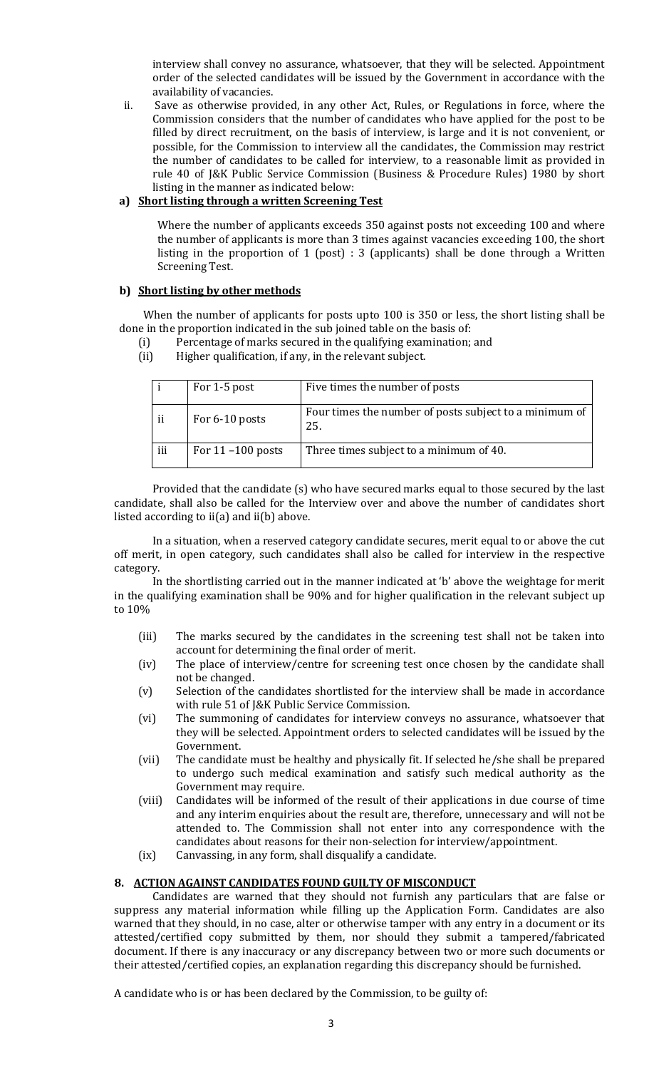interview shall convey no assurance, whatsoever, that they will be selected. Appointment order of the selected candidates will be issued by the Government in accordance with the availability of vacancies.

ii. Save as otherwise provided, in any other Act, Rules, or Regulations in force, where the Commission considers that the number of candidates who have applied for the post to be filled by direct recruitment, on the basis of interview, is large and it is not convenient, or possible, for the Commission to interview all the candidates, the Commission may restrict the number of candidates to be called for interview, to a reasonable limit as provided in rule 40 of J&K Public Service Commission (Business & Procedure Rules) 1980 by short listing in the manner as indicated below:

**a) Short listing through a written Screening Test**

Where the number of applicants exceeds 350 against posts not exceeding 100 and where the number of applicants is more than 3 times against vacancies exceeding 100, the short listing in the proportion of 1 (post) : 3 (applicants) shall be done through a Written Screening Test.

**b) Short listing by other methods**

When the number of applicants for posts upto 100 is 350 or less, the short listing shall be done in the proportion indicated in the sub joined table on the basis of:

(i) Percentage of marks secured in the qualifying examination; and

(ii) Higher qualification, if any, in the relevant subject.

| | | |
|---|---|---|
| i | For 1-5 post | Five times the number of posts |
| ii | For 6-10 posts | Four times the number of posts subject to a minimum of 25. |
| iii | For 11 –100 posts | Three times subject to a minimum of 40. |

Provided that the candidate (s) who have secured marks equal to those secured by the last candidate, shall also be called for the Interview over and above the number of candidates short listed according to ii(a) and ii(b) above.

In a situation, when a reserved category candidate secures, merit equal to or above the cut off merit, in open category, such candidates shall also be called for interview in the respective category.

In the shortlisting carried out in the manner indicated at 'b' above the weightage for merit in the qualifying examination shall be 90% and for higher qualification in the relevant subject up to 10%

(iii) The marks secured by the candidates in the screening test shall not be taken into account for determining the final order of merit.

(iv) The place of interview/centre for screening test once chosen by the candidate shall not be changed.

(v) Selection of the candidates shortlisted for the interview shall be made in accordance with rule 51 of J&K Public Service Commission.

(vi) The summoning of candidates for interview conveys no assurance, whatsoever that they will be selected. Appointment orders to selected candidates will be issued by the Government.

(vii) The candidate must be healthy and physically fit. If selected he/she shall be prepared to undergo such medical examination and satisfy such medical authority as the Government may require.

(viii) Candidates will be informed of the result of their applications in due course of time and any interim enquiries about the result are, therefore, unnecessary and will not be attended to. The Commission shall not enter into any correspondence with the candidates about reasons for their non-selection for interview/appointment.

(ix) Canvassing, in any form, shall disqualify a candidate.

## 8. ACTION AGAINST CANDIDATES FOUND GUILTY OF MISCONDUCT

Candidates are warned that they should not furnish any particulars that are false or suppress any material information while filling up the Application Form. Candidates are also warned that they should, in no case, alter or otherwise tamper with any entry in a document or its attested/certified copy submitted by them, nor should they submit a tampered/fabricated document. If there is any inaccuracy or any discrepancy between two or more such documents or their attested/certified copies, an explanation regarding this discrepancy should be furnished.

A candidate who is or has been declared by the Commission, to be guilty of: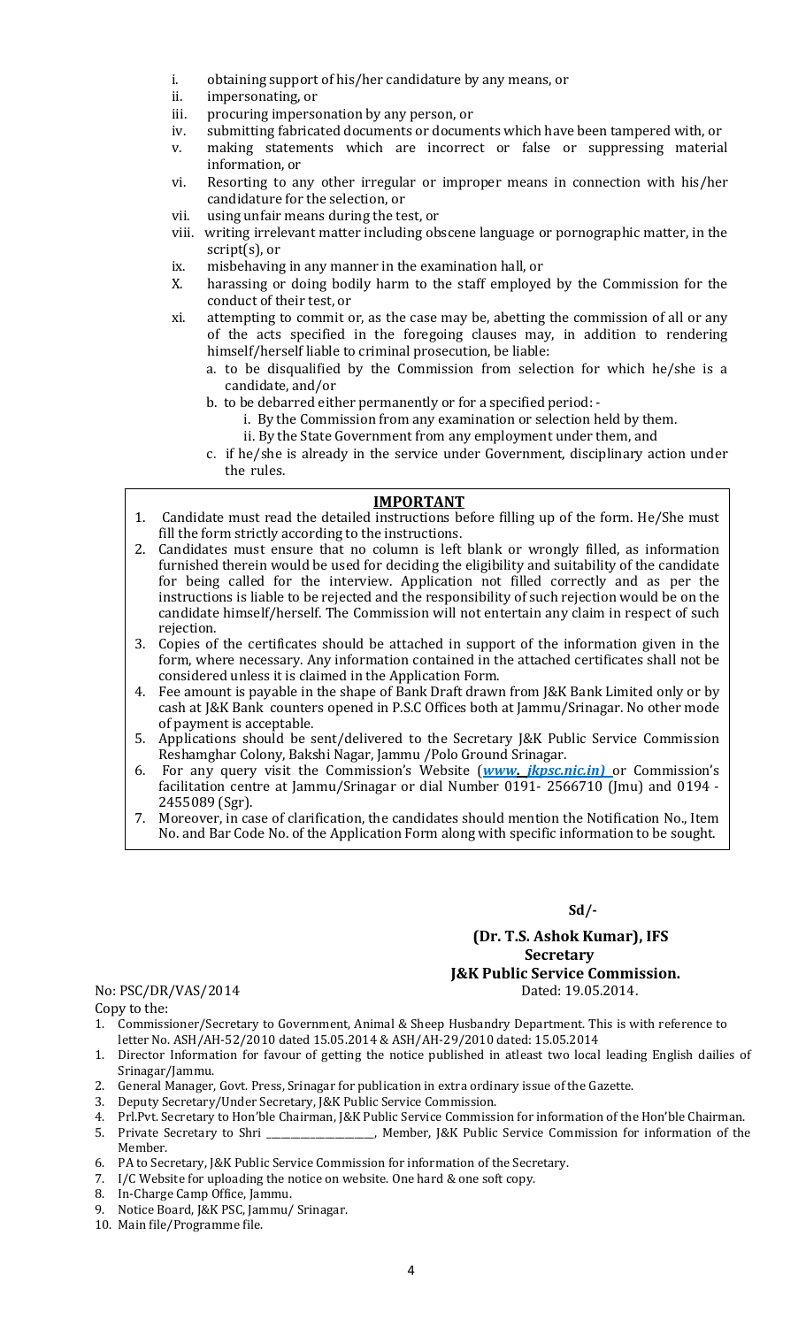i. obtaining support of his/her candidature by any means, or
ii. impersonating, or
iii. procuring impersonation by any person, or
iv. submitting fabricated documents or documents which have been tampered with, or
v. making statements which are incorrect or false or suppressing material information, or
vi. Resorting to any other irregular or improper means in connection with his/her candidature for the selection, or
vii. using unfair means during the test, or
viii. writing irrelevant matter including obscene language or pornographic matter, in the script(s), or
ix. misbehaving in any manner in the examination hall, or
X. harassing or doing bodily harm to the staff employed by the Commission for the conduct of their test, or
xi. attempting to commit or, as the case may be, abetting the commission of all or any of the acts specified in the foregoing clauses may, in addition to rendering himself/herself liable to criminal prosecution, be liable:
   a. to be disqualified by the Commission from selection for which he/she is a candidate, and/or
   b. to be debarred either permanently or for a specified period: -
      i. By the Commission from any examination or selection held by them.
      ii. By the State Government from any employment under them, and
   c. if he/she is already in the service under Government, disciplinary action under the rules.

## IMPORTANT

1. Candidate must read the detailed instructions before filling up of the form. He/She must fill the form strictly according to the instructions.
2. Candidates must ensure that no column is left blank or wrongly filled, as information furnished therein would be used for deciding the eligibility and suitability of the candidate for being called for the interview. Application not filled correctly and as per the instructions is liable to be rejected and the responsibility of such rejection would be on the candidate himself/herself. The Commission will not entertain any claim in respect of such rejection.
3. Copies of the certificates should be attached in support of the information given in the form, where necessary. Any information contained in the attached certificates shall not be considered unless it is claimed in the Application Form.
4. Fee amount is payable in the shape of Bank Draft drawn from J&K Bank Limited only or by cash at J&K Bank counters opened in P.S.C Offices both at Jammu/Srinagar. No other mode of payment is acceptable.
5. Applications should be sent/delivered to the Secretary J&K Public Service Commission Reshamghar Colony, Bakshi Nagar, Jammu /Polo Ground Srinagar.
6. For any query visit the Commission's Website (***www. jkpsc.nic.in)*** or Commission's facilitation centre at Jammu/Srinagar or dial Number 0191- 2566710 (Jmu) and 0194 - 2455089 (Sgr).
7. Moreover, in case of clarification, the candidates should mention the Notification No., Item No. and Bar Code No. of the Application Form along with specific information to be sought.

**Sd/-**

**(Dr. T.S. Ashok Kumar), IFS**
**Secretary**
**J&K Public Service Commission.**

No: PSC/DR/VAS/2014 Dated: 19.05.2014.

Copy to the:

1. Commissioner/Secretary to Government, Animal & Sheep Husbandry Department. This is with reference to letter No. ASH/AH-52/2010 dated 15.05.2014 & ASH/AH-29/2010 dated: 15.05.2014
1. Director Information for favour of getting the notice published in atleast two local leading English dailies of Srinagar/Jammu.
2. General Manager, Govt. Press, Srinagar for publication in extra ordinary issue of the Gazette.
3. Deputy Secretary/Under Secretary, J&K Public Service Commission.
4. Prl.Pvt. Secretary to Hon'ble Chairman, J&K Public Service Commission for information of the Hon'ble Chairman.
5. Private Secretary to Shri \_\_\_\_\_\_\_\_\_\_\_\_\_\_\_\_\_\_\_\_\_\_, Member, J&K Public Service Commission for information of the Member.
6. PA to Secretary, J&K Public Service Commission for information of the Secretary.
7. I/C Website for uploading the notice on website. One hard & one soft copy.
8. In-Charge Camp Office, Jammu.
9. Notice Board, J&K PSC, Jammu/ Srinagar.
10. Main file/Programme file.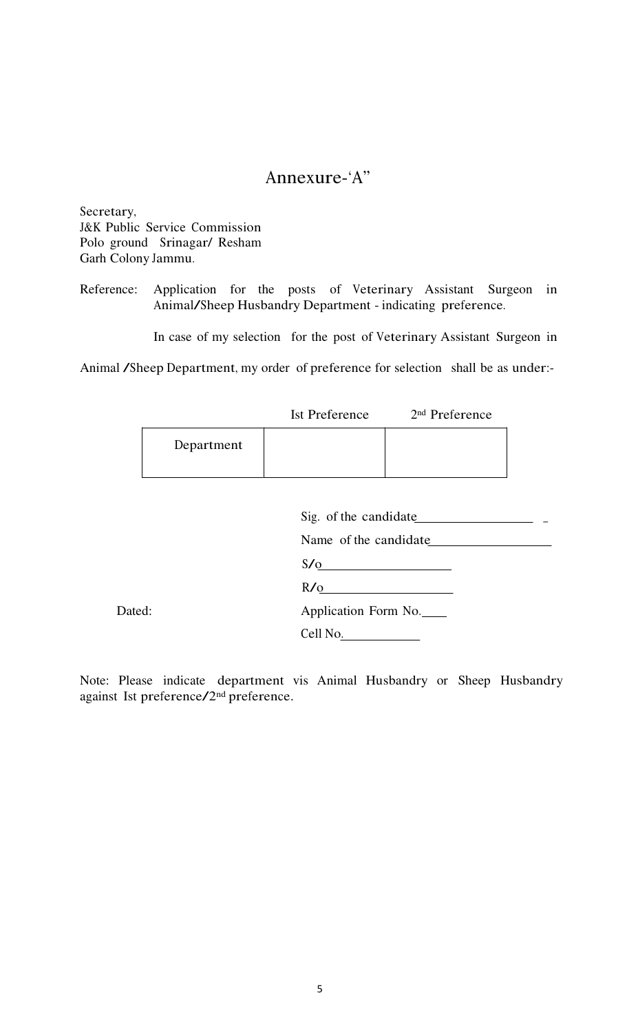# Annexure-'A"

Secretary,
J&K Public Service Commission
Polo ground Srinagar/ Resham
Garh Colony Jammu.

Reference: Application for the posts of Veterinary Assistant Surgeon in Animal/Sheep Husbandry Department - indicating preference.

In case of my selection for the post of Veterinary Assistant Surgeon in Animal /Sheep Department, my order of preference for selection shall be as under:-

| | Ist Preference | 2nd Preference |
|---|---|---|
| Department | | |

Sig. of the candidate__________________ _

Name of the candidate__________________

S/o____________________

R/o____________________

Dated: Application Form No.____

Cell No.____________

Note: Please indicate department vis Animal Husbandry or Sheep Husbandry against Ist preference/2nd preference.